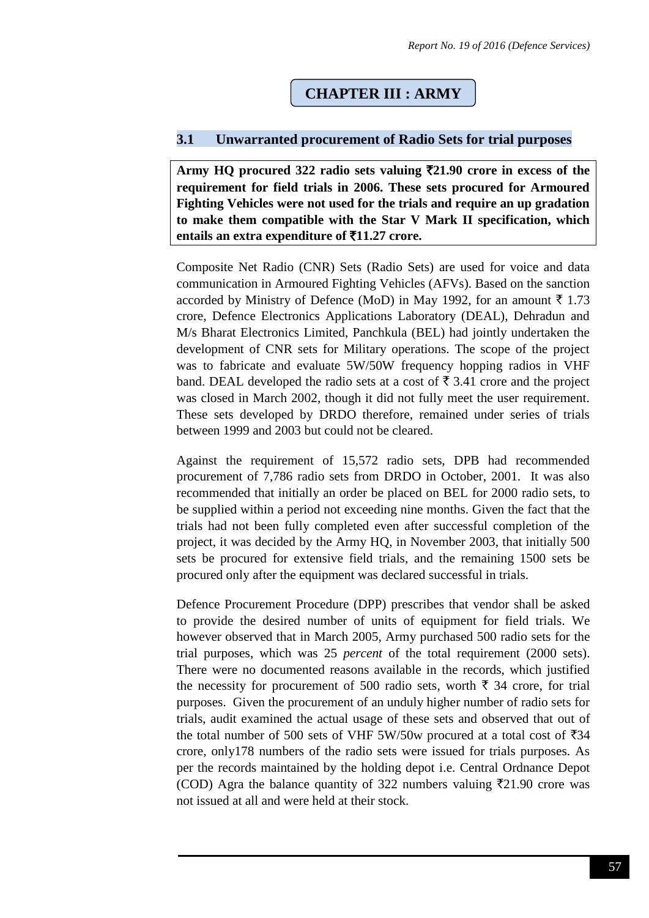# CHAPTER III : ARMY

## 3.1 Unwarranted procurement of Radio Sets for trial purposes

**Army HQ procured 322 radio sets valuing ₹21.90 crore in excess of the requirement for field trials in 2006. These sets procured for Armoured Fighting Vehicles were not used for the trials and require an up gradation to make them compatible with the Star V Mark II specification, which entails an extra expenditure of ₹11.27 crore.**

Composite Net Radio (CNR) Sets (Radio Sets) are used for voice and data communication in Armoured Fighting Vehicles (AFVs). Based on the sanction accorded by Ministry of Defence (MoD) in May 1992, for an amount ₹ 1.73 crore, Defence Electronics Applications Laboratory (DEAL), Dehradun and M/s Bharat Electronics Limited, Panchkula (BEL) had jointly undertaken the development of CNR sets for Military operations. The scope of the project was to fabricate and evaluate 5W/50W frequency hopping radios in VHF band. DEAL developed the radio sets at a cost of ₹ 3.41 crore and the project was closed in March 2002, though it did not fully meet the user requirement. These sets developed by DRDO therefore, remained under series of trials between 1999 and 2003 but could not be cleared.

Against the requirement of 15,572 radio sets, DPB had recommended procurement of 7,786 radio sets from DRDO in October, 2001. It was also recommended that initially an order be placed on BEL for 2000 radio sets, to be supplied within a period not exceeding nine months. Given the fact that the trials had not been fully completed even after successful completion of the project, it was decided by the Army HQ, in November 2003, that initially 500 sets be procured for extensive field trials, and the remaining 1500 sets be procured only after the equipment was declared successful in trials.

Defence Procurement Procedure (DPP) prescribes that vendor shall be asked to provide the desired number of units of equipment for field trials. We however observed that in March 2005, Army purchased 500 radio sets for the trial purposes, which was 25 *percent* of the total requirement (2000 sets). There were no documented reasons available in the records, which justified the necessity for procurement of 500 radio sets, worth ₹ 34 crore, for trial purposes. Given the procurement of an unduly higher number of radio sets for trials, audit examined the actual usage of these sets and observed that out of the total number of 500 sets of VHF 5W/50w procured at a total cost of ₹34 crore, only178 numbers of the radio sets were issued for trials purposes. As per the records maintained by the holding depot i.e. Central Ordnance Depot (COD) Agra the balance quantity of 322 numbers valuing ₹21.90 crore was not issued at all and were held at their stock.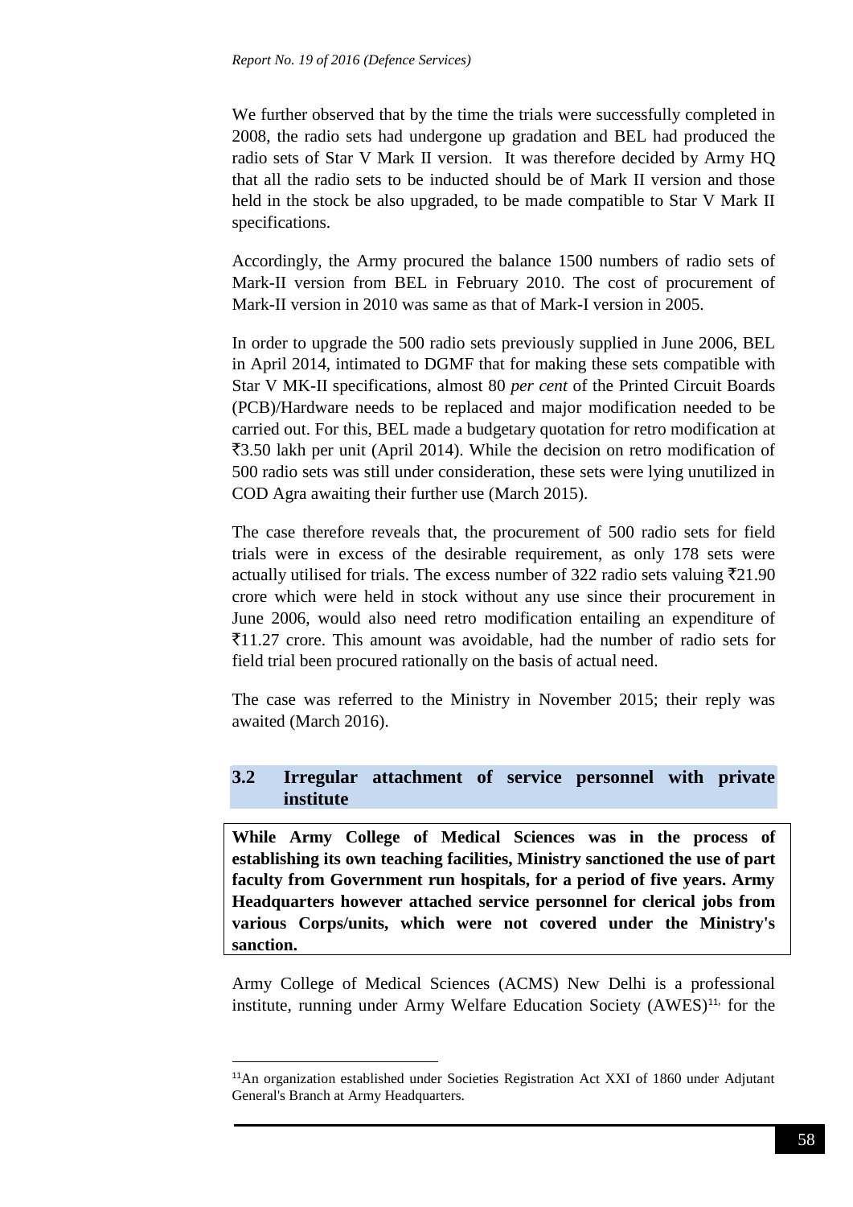We further observed that by the time the trials were successfully completed in 2008, the radio sets had undergone up gradation and BEL had produced the radio sets of Star V Mark II version. It was therefore decided by Army HQ that all the radio sets to be inducted should be of Mark II version and those held in the stock be also upgraded, to be made compatible to Star V Mark II specifications.

Accordingly, the Army procured the balance 1500 numbers of radio sets of Mark-II version from BEL in February 2010. The cost of procurement of Mark-II version in 2010 was same as that of Mark-I version in 2005.

In order to upgrade the 500 radio sets previously supplied in June 2006, BEL in April 2014, intimated to DGMF that for making these sets compatible with Star V MK-II specifications, almost 80 *per cent* of the Printed Circuit Boards (PCB)/Hardware needs to be replaced and major modification needed to be carried out. For this, BEL made a budgetary quotation for retro modification at ₹3.50 lakh per unit (April 2014). While the decision on retro modification of 500 radio sets was still under consideration, these sets were lying unutilized in COD Agra awaiting their further use (March 2015).

The case therefore reveals that, the procurement of 500 radio sets for field trials were in excess of the desirable requirement, as only 178 sets were actually utilised for trials. The excess number of 322 radio sets valuing ₹21.90 crore which were held in stock without any use since their procurement in June 2006, would also need retro modification entailing an expenditure of ₹11.27 crore. This amount was avoidable, had the number of radio sets for field trial been procured rationally on the basis of actual need.

The case was referred to the Ministry in November 2015; their reply was awaited (March 2016).

## 3.2 Irregular attachment of service personnel with private institute

**While Army College of Medical Sciences was in the process of establishing its own teaching facilities, Ministry sanctioned the use of part faculty from Government run hospitals, for a period of five years. Army Headquarters however attached service personnel for clerical jobs from various Corps/units, which were not covered under the Ministry's sanction.**

Army College of Medical Sciences (ACMS) New Delhi is a professional institute, running under Army Welfare Education Society (AWES)[11] for the

[11] An organization established under Societies Registration Act XXI of 1860 under Adjutant General's Branch at Army Headquarters.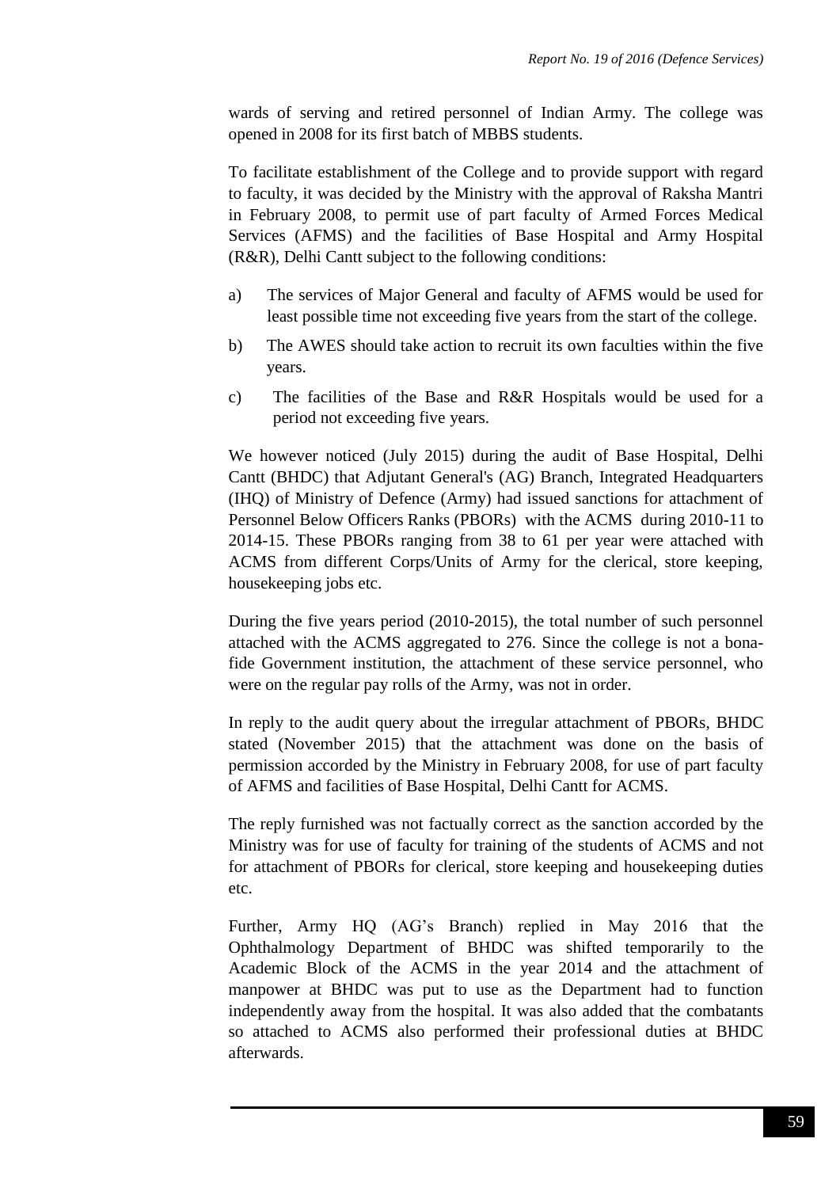wards of serving and retired personnel of Indian Army. The college was opened in 2008 for its first batch of MBBS students.

To facilitate establishment of the College and to provide support with regard to faculty, it was decided by the Ministry with the approval of Raksha Mantri in February 2008, to permit use of part faculty of Armed Forces Medical Services (AFMS) and the facilities of Base Hospital and Army Hospital (R&R), Delhi Cantt subject to the following conditions:

a) The services of Major General and faculty of AFMS would be used for least possible time not exceeding five years from the start of the college.

b) The AWES should take action to recruit its own faculties within the five years.

c) The facilities of the Base and R&R Hospitals would be used for a period not exceeding five years.

We however noticed (July 2015) during the audit of Base Hospital, Delhi Cantt (BHDC) that Adjutant General's (AG) Branch, Integrated Headquarters (IHQ) of Ministry of Defence (Army) had issued sanctions for attachment of Personnel Below Officers Ranks (PBORs) with the ACMS during 2010-11 to 2014-15. These PBORs ranging from 38 to 61 per year were attached with ACMS from different Corps/Units of Army for the clerical, store keeping, housekeeping jobs etc.

During the five years period (2010-2015), the total number of such personnel attached with the ACMS aggregated to 276. Since the college is not a bona-fide Government institution, the attachment of these service personnel, who were on the regular pay rolls of the Army, was not in order.

In reply to the audit query about the irregular attachment of PBORs, BHDC stated (November 2015) that the attachment was done on the basis of permission accorded by the Ministry in February 2008, for use of part faculty of AFMS and facilities of Base Hospital, Delhi Cantt for ACMS.

The reply furnished was not factually correct as the sanction accorded by the Ministry was for use of faculty for training of the students of ACMS and not for attachment of PBORs for clerical, store keeping and housekeeping duties etc.

Further, Army HQ (AG's Branch) replied in May 2016 that the Ophthalmology Department of BHDC was shifted temporarily to the Academic Block of the ACMS in the year 2014 and the attachment of manpower at BHDC was put to use as the Department had to function independently away from the hospital. It was also added that the combatants so attached to ACMS also performed their professional duties at BHDC afterwards.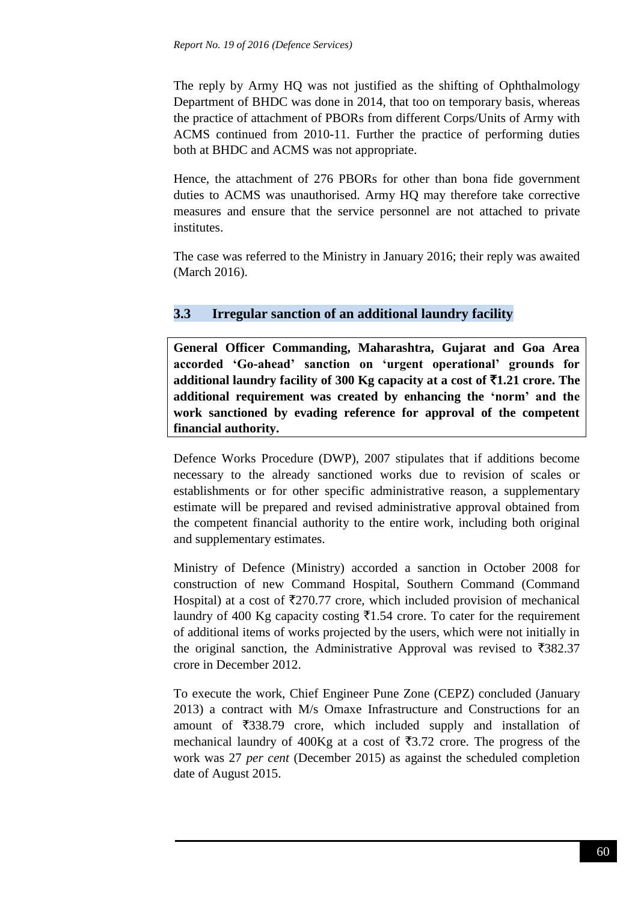The reply by Army HQ was not justified as the shifting of Ophthalmology Department of BHDC was done in 2014, that too on temporary basis, whereas the practice of attachment of PBORs from different Corps/Units of Army with ACMS continued from 2010-11. Further the practice of performing duties both at BHDC and ACMS was not appropriate.

Hence, the attachment of 276 PBORs for other than bona fide government duties to ACMS was unauthorised. Army HQ may therefore take corrective measures and ensure that the service personnel are not attached to private institutes.

The case was referred to the Ministry in January 2016; their reply was awaited (March 2016).

## 3.3 Irregular sanction of an additional laundry facility

**General Officer Commanding, Maharashtra, Gujarat and Goa Area accorded 'Go-ahead' sanction on 'urgent operational' grounds for additional laundry facility of 300 Kg capacity at a cost of ₹1.21 crore. The additional requirement was created by enhancing the 'norm' and the work sanctioned by evading reference for approval of the competent financial authority.**

Defence Works Procedure (DWP), 2007 stipulates that if additions become necessary to the already sanctioned works due to revision of scales or establishments or for other specific administrative reason, a supplementary estimate will be prepared and revised administrative approval obtained from the competent financial authority to the entire work, including both original and supplementary estimates.

Ministry of Defence (Ministry) accorded a sanction in October 2008 for construction of new Command Hospital, Southern Command (Command Hospital) at a cost of ₹270.77 crore, which included provision of mechanical laundry of 400 Kg capacity costing ₹1.54 crore. To cater for the requirement of additional items of works projected by the users, which were not initially in the original sanction, the Administrative Approval was revised to ₹382.37 crore in December 2012.

To execute the work, Chief Engineer Pune Zone (CEPZ) concluded (January 2013) a contract with M/s Omaxe Infrastructure and Constructions for an amount of ₹338.79 crore, which included supply and installation of mechanical laundry of 400Kg at a cost of ₹3.72 crore. The progress of the work was 27 *per cent* (December 2015) as against the scheduled completion date of August 2015.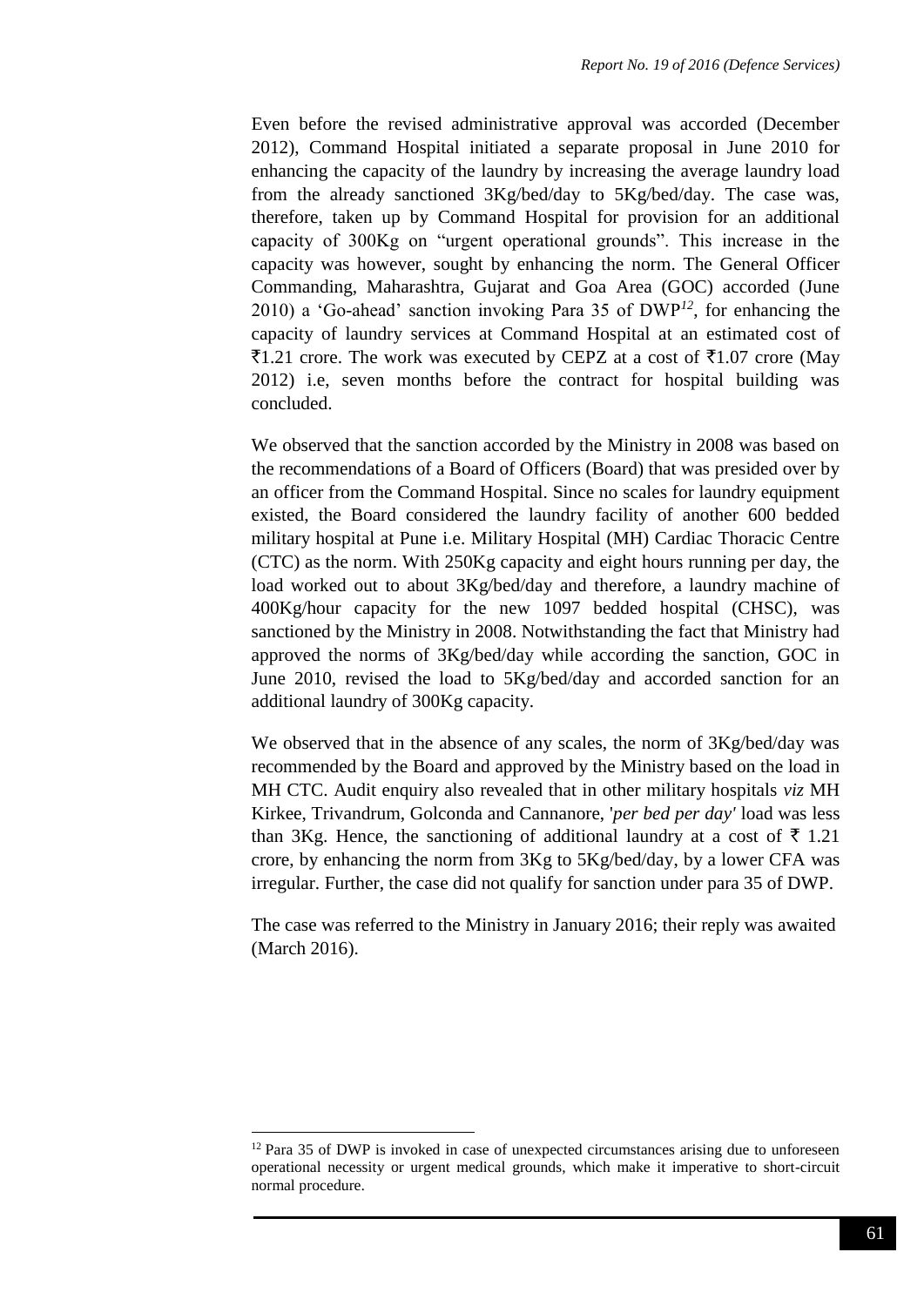Even before the revised administrative approval was accorded (December 2012), Command Hospital initiated a separate proposal in June 2010 for enhancing the capacity of the laundry by increasing the average laundry load from the already sanctioned 3Kg/bed/day to 5Kg/bed/day. The case was, therefore, taken up by Command Hospital for provision for an additional capacity of 300Kg on "urgent operational grounds". This increase in the capacity was however, sought by enhancing the norm. The General Officer Commanding, Maharashtra, Gujarat and Goa Area (GOC) accorded (June 2010) a 'Go-ahead' sanction invoking Para 35 of DWP[12], for enhancing the capacity of laundry services at Command Hospital at an estimated cost of ₹1.21 crore. The work was executed by CEPZ at a cost of ₹1.07 crore (May 2012) i.e, seven months before the contract for hospital building was concluded.

We observed that the sanction accorded by the Ministry in 2008 was based on the recommendations of a Board of Officers (Board) that was presided over by an officer from the Command Hospital. Since no scales for laundry equipment existed, the Board considered the laundry facility of another 600 bedded military hospital at Pune i.e. Military Hospital (MH) Cardiac Thoracic Centre (CTC) as the norm. With 250Kg capacity and eight hours running per day, the load worked out to about 3Kg/bed/day and therefore, a laundry machine of 400Kg/hour capacity for the new 1097 bedded hospital (CHSC), was sanctioned by the Ministry in 2008. Notwithstanding the fact that Ministry had approved the norms of 3Kg/bed/day while according the sanction, GOC in June 2010, revised the load to 5Kg/bed/day and accorded sanction for an additional laundry of 300Kg capacity.

We observed that in the absence of any scales, the norm of 3Kg/bed/day was recommended by the Board and approved by the Ministry based on the load in MH CTC. Audit enquiry also revealed that in other military hospitals *viz* MH Kirkee, Trivandrum, Golconda and Cannanore, '*per bed per day*' load was less than 3Kg. Hence, the sanctioning of additional laundry at a cost of ₹ 1.21 crore, by enhancing the norm from 3Kg to 5Kg/bed/day, by a lower CFA was irregular. Further, the case did not qualify for sanction under para 35 of DWP.

The case was referred to the Ministry in January 2016; their reply was awaited (March 2016).

---

[12] Para 35 of DWP is invoked in case of unexpected circumstances arising due to unforeseen operational necessity or urgent medical grounds, which make it imperative to short-circuit normal procedure.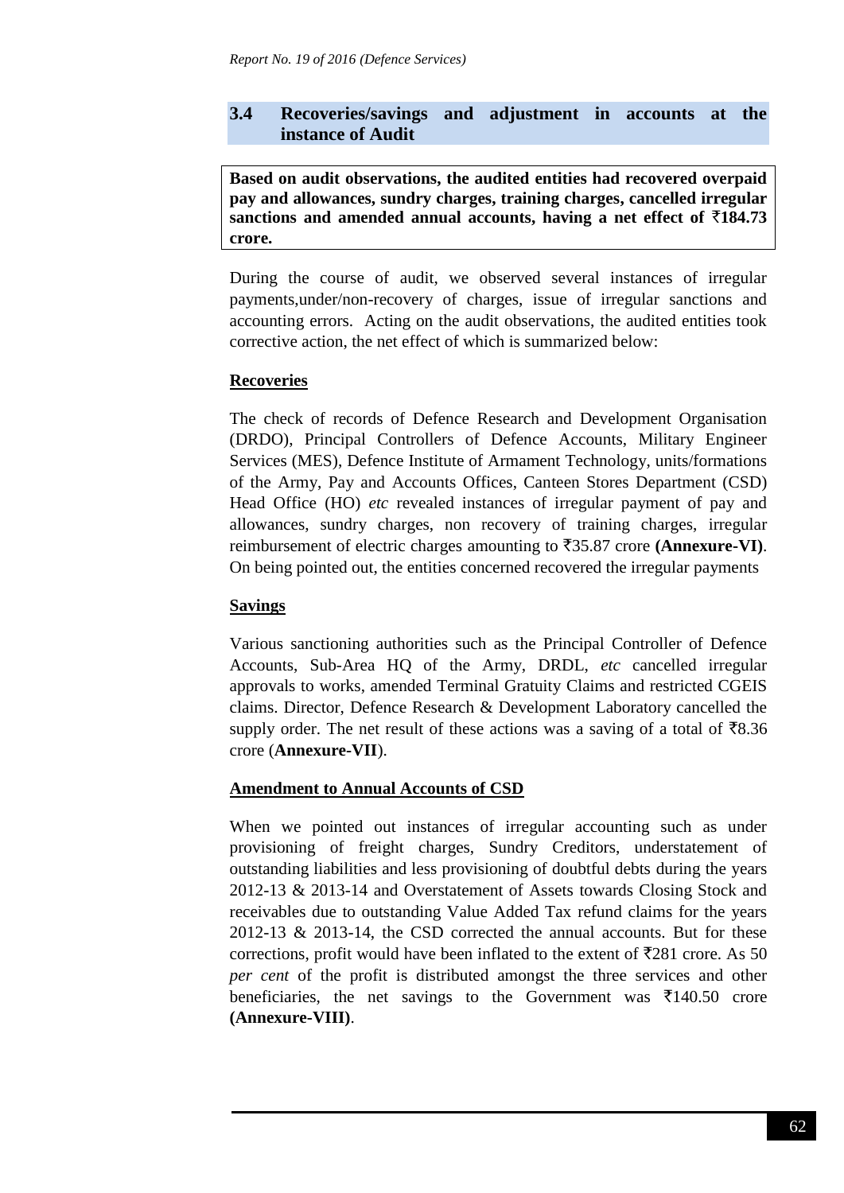## 3.4 Recoveries/savings and adjustment in accounts at the instance of Audit

**Based on audit observations, the audited entities had recovered overpaid pay and allowances, sundry charges, training charges, cancelled irregular sanctions and amended annual accounts, having a net effect of ₹184.73 crore.**

During the course of audit, we observed several instances of irregular payments,under/non-recovery of charges, issue of irregular sanctions and accounting errors. Acting on the audit observations, the audited entities took corrective action, the net effect of which is summarized below:

**Recoveries**

The check of records of Defence Research and Development Organisation (DRDO), Principal Controllers of Defence Accounts, Military Engineer Services (MES), Defence Institute of Armament Technology, units/formations of the Army, Pay and Accounts Offices, Canteen Stores Department (CSD) Head Office (HO) *etc* revealed instances of irregular payment of pay and allowances, sundry charges, non recovery of training charges, irregular reimbursement of electric charges amounting to ₹35.87 crore **(Annexure-VI)**. On being pointed out, the entities concerned recovered the irregular payments

**Savings**

Various sanctioning authorities such as the Principal Controller of Defence Accounts, Sub-Area HQ of the Army, DRDL, *etc* cancelled irregular approvals to works, amended Terminal Gratuity Claims and restricted CGEIS claims. Director, Defence Research & Development Laboratory cancelled the supply order. The net result of these actions was a saving of a total of ₹8.36 crore (**Annexure-VII**).

**Amendment to Annual Accounts of CSD**

When we pointed out instances of irregular accounting such as under provisioning of freight charges, Sundry Creditors, understatement of outstanding liabilities and less provisioning of doubtful debts during the years 2012-13 & 2013-14 and Overstatement of Assets towards Closing Stock and receivables due to outstanding Value Added Tax refund claims for the years 2012-13 & 2013-14, the CSD corrected the annual accounts. But for these corrections, profit would have been inflated to the extent of ₹281 crore. As 50 *per cent* of the profit is distributed amongst the three services and other beneficiaries, the net savings to the Government was ₹140.50 crore **(Annexure-VIII)**.